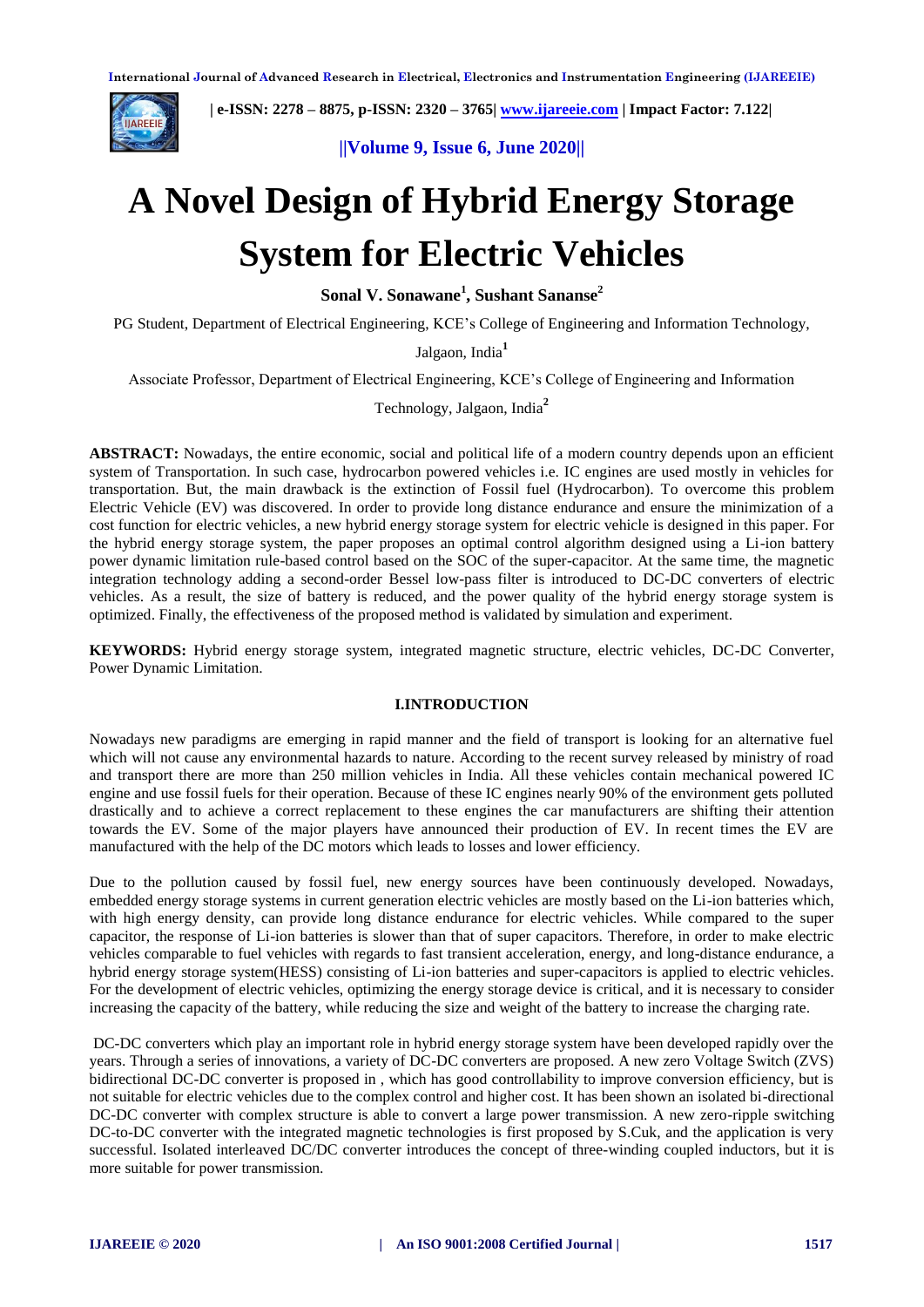# A Novel Design of Hybrid Energy Storage System for Electric Vehicles

**Sonal V. Sonawane[1], Sushant Sananse[2]**

PG Student, Department of Electrical Engineering, KCE's College of Engineering and Information Technology, Jalgaon, India[1]

Associate Professor, Department of Electrical Engineering, KCE's College of Engineering and Information Technology, Jalgaon, India[2]

**ABSTRACT:** Nowadays, the entire economic, social and political life of a modern country depends upon an efficient system of Transportation. In such case, hydrocarbon powered vehicles i.e. IC engines are used mostly in vehicles for transportation. But, the main drawback is the extinction of Fossil fuel (Hydrocarbon). To overcome this problem Electric Vehicle (EV) was discovered. In order to provide long distance endurance and ensure the minimization of a cost function for electric vehicles, a new hybrid energy storage system for electric vehicle is designed in this paper. For the hybrid energy storage system, the paper proposes an optimal control algorithm designed using a Li-ion battery power dynamic limitation rule-based control based on the SOC of the super-capacitor. At the same time, the magnetic integration technology adding a second-order Bessel low-pass filter is introduced to DC-DC converters of electric vehicles. As a result, the size of battery is reduced, and the power quality of the hybrid energy storage system is optimized. Finally, the effectiveness of the proposed method is validated by simulation and experiment.

**KEYWORDS:** Hybrid energy storage system, integrated magnetic structure, electric vehicles, DC-DC Converter, Power Dynamic Limitation.

## I.INTRODUCTION

Nowadays new paradigms are emerging in rapid manner and the field of transport is looking for an alternative fuel which will not cause any environmental hazards to nature. According to the recent survey released by ministry of road and transport there are more than 250 million vehicles in India. All these vehicles contain mechanical powered IC engine and use fossil fuels for their operation. Because of these IC engines nearly 90% of the environment gets polluted drastically and to achieve a correct replacement to these engines the car manufacturers are shifting their attention towards the EV. Some of the major players have announced their production of EV. In recent times the EV are manufactured with the help of the DC motors which leads to losses and lower efficiency.

Due to the pollution caused by fossil fuel, new energy sources have been continuously developed. Nowadays, embedded energy storage systems in current generation electric vehicles are mostly based on the Li-ion batteries which, with high energy density, can provide long distance endurance for electric vehicles. While compared to the super capacitor, the response of Li-ion batteries is slower than that of super capacitors. Therefore, in order to make electric vehicles comparable to fuel vehicles with regards to fast transient acceleration, energy, and long-distance endurance, a hybrid energy storage system(HESS) consisting of Li-ion batteries and super-capacitors is applied to electric vehicles. For the development of electric vehicles, optimizing the energy storage device is critical, and it is necessary to consider increasing the capacity of the battery, while reducing the size and weight of the battery to increase the charging rate.

DC-DC converters which play an important role in hybrid energy storage system have been developed rapidly over the years. Through a series of innovations, a variety of DC-DC converters are proposed. A new zero Voltage Switch (ZVS) bidirectional DC-DC converter is proposed in , which has good controllability to improve conversion efficiency, but is not suitable for electric vehicles due to the complex control and higher cost. It has been shown an isolated bi-directional DC-DC converter with complex structure is able to convert a large power transmission. A new zero-ripple switching DC-to-DC converter with the integrated magnetic technologies is first proposed by S.Cuk, and the application is very successful. Isolated interleaved DC/DC converter introduces the concept of three-winding coupled inductors, but it is more suitable for power transmission.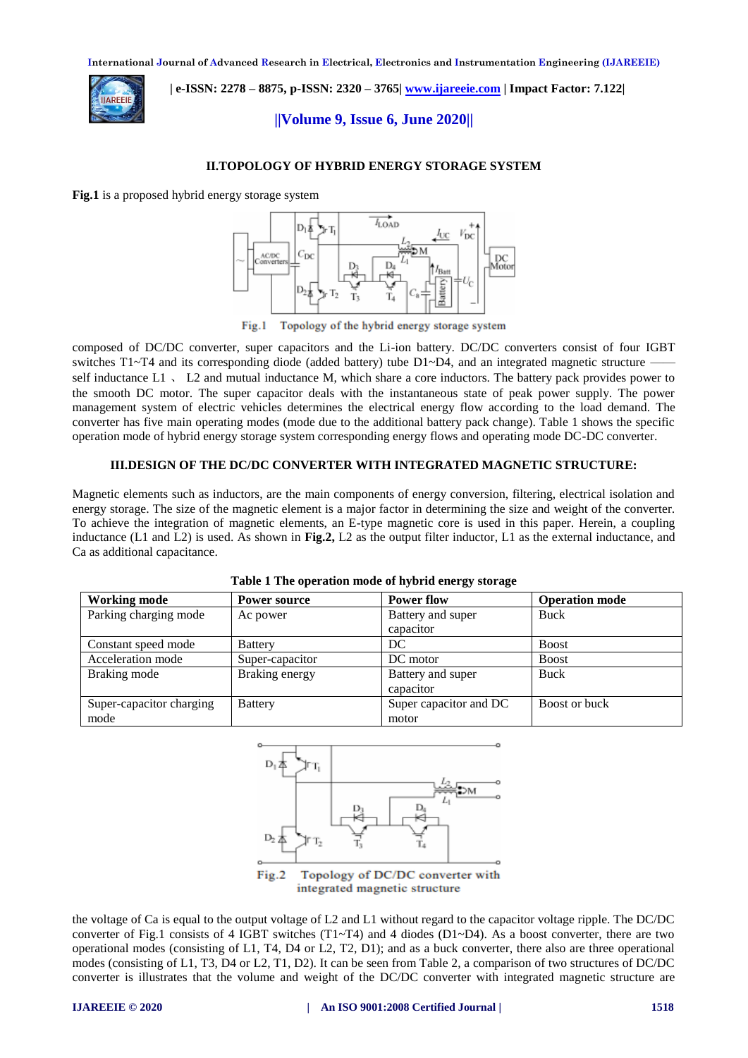## II.TOPOLOGY OF HYBRID ENERGY STORAGE SYSTEM

**Fig.1** is a proposed hybrid energy storage system

Fig.1 Topology of the hybrid energy storage system

composed of DC/DC converter, super capacitors and the Li-ion battery. DC/DC converters consist of four IGBT switches T1~T4 and its corresponding diode (added battery) tube D1~D4, and an integrated magnetic structure —— self inductance L1 、 L2 and mutual inductance M, which share a core inductors. The battery pack provides power to the smooth DC motor. The super capacitor deals with the instantaneous state of peak power supply. The power management system of electric vehicles determines the electrical energy flow according to the load demand. The converter has five main operating modes (mode due to the additional battery pack change). Table 1 shows the specific operation mode of hybrid energy storage system corresponding energy flows and operating mode DC-DC converter.

## III.DESIGN OF THE DC/DC CONVERTER WITH INTEGRATED MAGNETIC STRUCTURE:

Magnetic elements such as inductors, are the main components of energy conversion, filtering, electrical isolation and energy storage. The size of the magnetic element is a major factor in determining the size and weight of the converter. To achieve the integration of magnetic elements, an E-type magnetic core is used in this paper. Herein, a coupling inductance (L1 and L2) is used. As shown in **Fig.2,** L2 as the output filter inductor, L1 as the external inductance, and Ca as additional capacitance.

**Table 1 The operation mode of hybrid energy storage**

| Working mode | Power source | Power flow | Operation mode |
|---|---|---|---|
| Parking charging mode | Ac power | Battery and super capacitor | Buck |
| Constant speed mode | Battery | DC | Boost |
| Acceleration mode | Super-capacitor | DC motor | Boost |
| Braking mode | Braking energy | Battery and super capacitor | Buck |
| Super-capacitor charging mode | Battery | Super capacitor and DC motor | Boost or buck |

Fig.2 Topology of DC/DC converter with integrated magnetic structure

the voltage of Ca is equal to the output voltage of L2 and L1 without regard to the capacitor voltage ripple. The DC/DC converter of Fig.1 consists of 4 IGBT switches (T1~T4) and 4 diodes (D1~D4). As a boost converter, there are two operational modes (consisting of L1, T4, D4 or L2, T2, D1); and as a buck converter, there also are three operational modes (consisting of L1, T3, D4 or L2, T1, D2). It can be seen from Table 2, a comparison of two structures of DC/DC converter is illustrates that the volume and weight of the DC/DC converter with integrated magnetic structure are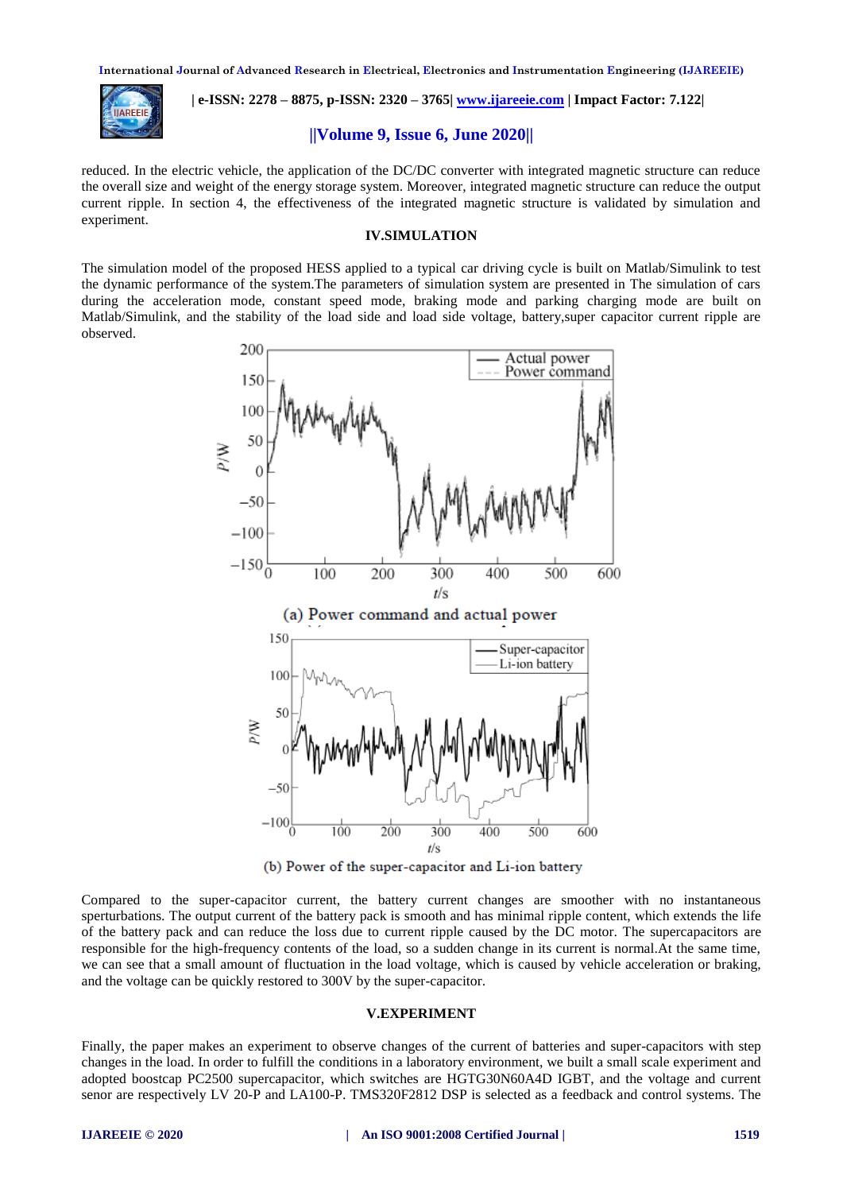reduced. In the electric vehicle, the application of the DC/DC converter with integrated magnetic structure can reduce the overall size and weight of the energy storage system. Moreover, integrated magnetic structure can reduce the output current ripple. In section 4, the effectiveness of the integrated magnetic structure is validated by simulation and experiment.

## IV.SIMULATION

The simulation model of the proposed HESS applied to a typical car driving cycle is built on Matlab/Simulink to test the dynamic performance of the system.The parameters of simulation system are presented in The simulation of cars during the acceleration mode, constant speed mode, braking mode and parking charging mode are built on Matlab/Simulink, and the stability of the load side and load side voltage, battery,super capacitor current ripple are observed.

(a) Power command and actual power

(b) Power of the super-capacitor and Li-ion battery

Compared to the super-capacitor current, the battery current changes are smoother with no instantaneous sperturbations. The output current of the battery pack is smooth and has minimal ripple content, which extends the life of the battery pack and can reduce the loss due to current ripple caused by the DC motor. The supercapacitors are responsible for the high-frequency contents of the load, so a sudden change in its current is normal.At the same time, we can see that a small amount of fluctuation in the load voltage, which is caused by vehicle acceleration or braking, and the voltage can be quickly restored to 300V by the super-capacitor.

## V.EXPERIMENT

Finally, the paper makes an experiment to observe changes of the current of batteries and super-capacitors with step changes in the load. In order to fulfill the conditions in a laboratory environment, we built a small scale experiment and adopted boostcap PC2500 supercapacitor, which switches are HGTG30N60A4D IGBT, and the voltage and current senor are respectively LV 20-P and LA100-P. TMS320F2812 DSP is selected as a feedback and control systems. The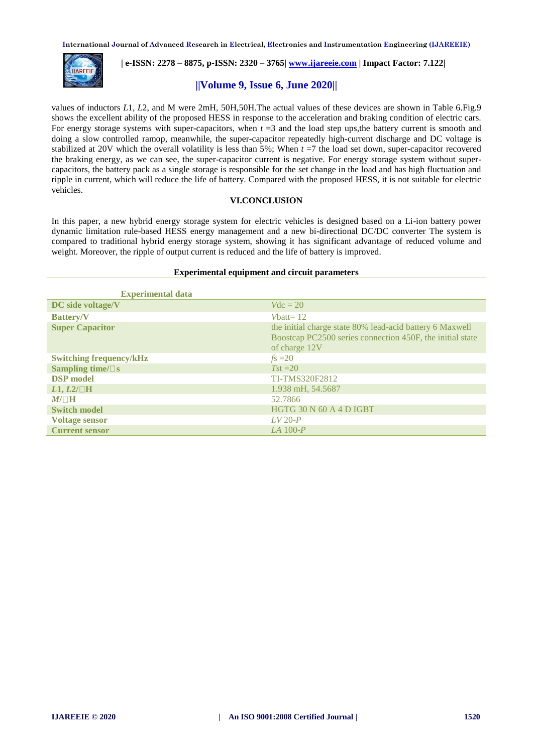values of inductors $L1$, $L2$, and M were 2mH, 50H,50H.The actual values of these devices are shown in Table 6.Fig.9 shows the excellent ability of the proposed HESS in response to the acceleration and braking condition of electric cars. For energy storage systems with super-capacitors, when $t$ =3 and the load step ups,the battery current is smooth and doing a slow controlled ramop, meanwhile, the super-capacitor repeatedly high-current discharge and DC voltage is stabilized at 20V which the overall volatility is less than 5%; When $t$ =7 the load set down, super-capacitor recovered the braking energy, as we can see, the super-capacitor current is negative. For energy storage system without super-capacitors, the battery pack as a single storage is responsible for the set change in the load and has high fluctuation and ripple in current, which will reduce the life of battery. Compared with the proposed HESS, it is not suitable for electric vehicles.

## VI.CONCLUSION

In this paper, a new hybrid energy storage system for electric vehicles is designed based on a Li-ion battery power dynamic limitation rule-based HESS energy management and a new bi-directional DC/DC converter The system is compared to traditional hybrid energy storage system, showing it has significant advantage of reduced volume and weight. Moreover, the ripple of output current is reduced and the life of battery is improved.

**Experimental equipment and circuit parameters**

| Experimental data | |
|---|---|
| **DC side voltage/V** | $V$dc = 20 |
| **Battery/V** | $V$batt= 12 |
| **Super Capacitor** | the initial charge state 80% lead-acid battery 6 Maxwell Boostcap PC2500 series connection 450F, the initial state of charge 12V |
| **Switching frequency/kHz** | $fs$ =20 |
| **Sampling time/□s** | $T$st =20 |
| **DSP model** | TI-TMS320F2812 |
| **$L1$, $L2$/□H** | 1.938 mH, 54.5687 |
| **$M$/□H** | 52.7866 |
| **Switch model** | HGTG 30 N 60 A 4 D IGBT |
| **Voltage sensor** | *LV* 20-*P* |
| **Current sensor** | *LA* 100-*P* |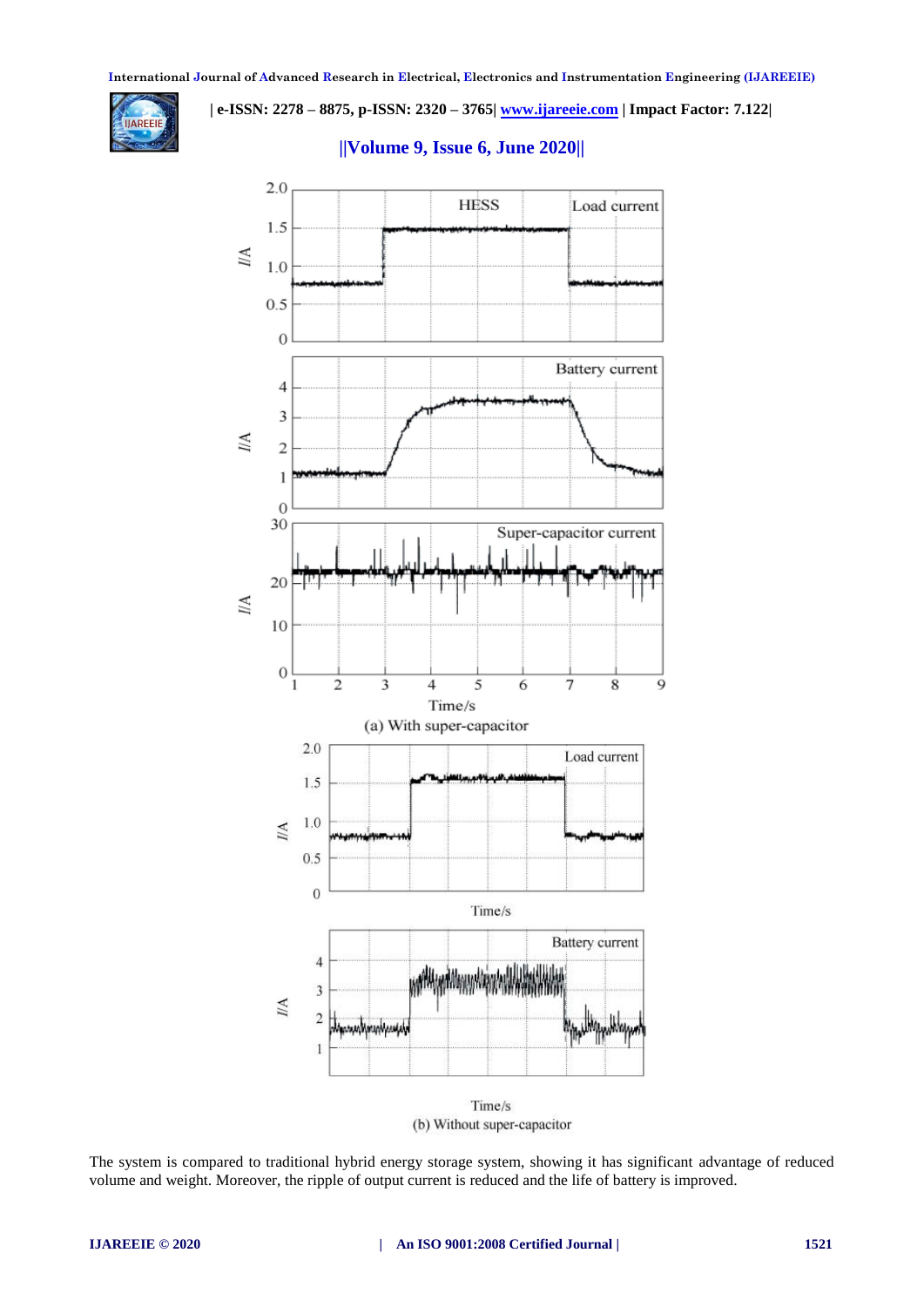(a) With super-capacitor

(b) Without super-capacitor

The system is compared to traditional hybrid energy storage system, showing it has significant advantage of reduced volume and weight. Moreover, the ripple of output current is reduced and the life of battery is improved.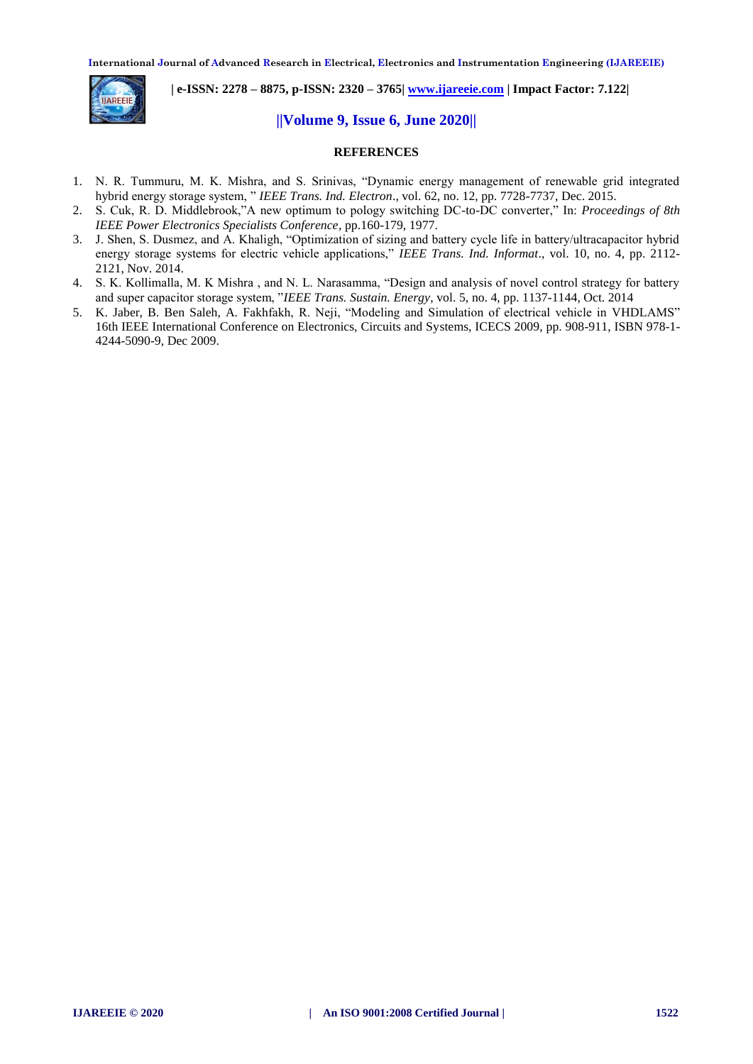### REFERENCES

1. N. R. Tummuru, M. K. Mishra, and S. Srinivas, "Dynamic energy management of renewable grid integrated hybrid energy storage system, " *IEEE Trans. Ind. Electron*., vol. 62, no. 12, pp. 7728-7737, Dec. 2015.
2. S. Cuk, R. D. Middlebrook,"A new optimum to pology switching DC-to-DC converter," In: *Proceedings of 8th IEEE Power Electronics Specialists Conference*, pp.160-179, 1977.
3. J. Shen, S. Dusmez, and A. Khaligh, "Optimization of sizing and battery cycle life in battery/ultracapacitor hybrid energy storage systems for electric vehicle applications," *IEEE Trans. Ind. Informat*., vol. 10, no. 4, pp. 2112-2121, Nov. 2014.
4. S. K. Kollimalla, M. K Mishra , and N. L. Narasamma, "Design and analysis of novel control strategy for battery and super capacitor storage system, "*IEEE Trans. Sustain. Energy*, vol. 5, no. 4, pp. 1137-1144, Oct. 2014
5. K. Jaber, B. Ben Saleh, A. Fakhfakh, R. Neji, "Modeling and Simulation of electrical vehicle in VHDLAMS" 16th IEEE International Conference on Electronics, Circuits and Systems, ICECS 2009, pp. 908-911, ISBN 978-1-4244-5090-9, Dec 2009.